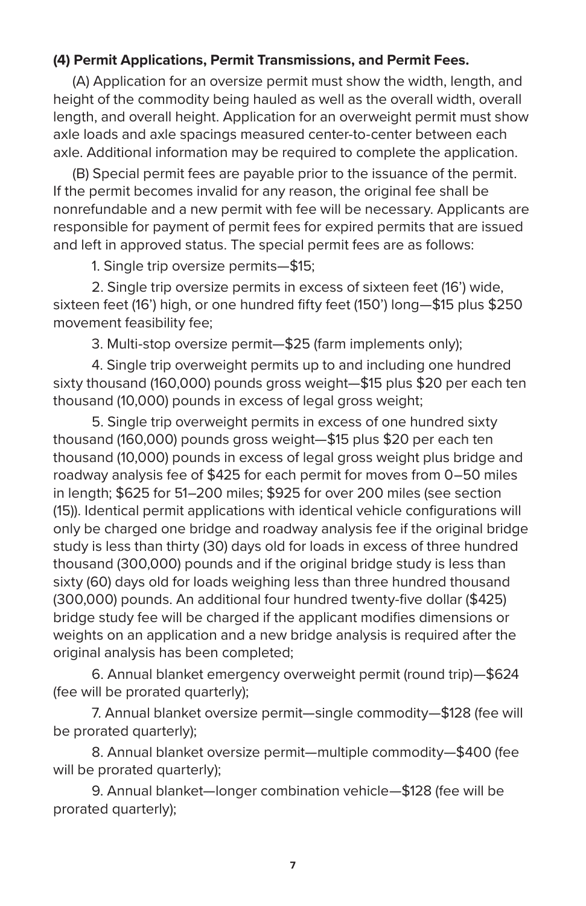**(4) Permit Applications, Permit Transmissions, and Permit Fees.**

(A) Application for an oversize permit must show the width, length, and height of the commodity being hauled as well as the overall width, overall length, and overall height. Application for an overweight permit must show axle loads and axle spacings measured center-to-center between each axle. Additional information may be required to complete the application.

(B) Special permit fees are payable prior to the issuance of the permit. If the permit becomes invalid for any reason, the original fee shall be nonrefundable and a new permit with fee will be necessary. Applicants are responsible for payment of permit fees for expired permits that are issued and left in approved status. The special permit fees are as follows:

1. Single trip oversize permits—$15;

2. Single trip oversize permits in excess of sixteen feet (16') wide, sixteen feet (16') high, or one hundred fifty feet (150') long—$15 plus $250 movement feasibility fee;

3. Multi-stop oversize permit—$25 (farm implements only);

4. Single trip overweight permits up to and including one hundred sixty thousand (160,000) pounds gross weight—$15 plus $20 per each ten thousand (10,000) pounds in excess of legal gross weight;

5. Single trip overweight permits in excess of one hundred sixty thousand (160,000) pounds gross weight—$15 plus $20 per each ten thousand (10,000) pounds in excess of legal gross weight plus bridge and roadway analysis fee of $425 for each permit for moves from 0–50 miles in length; $625 for 51–200 miles; $925 for over 200 miles (see section (15)). Identical permit applications with identical vehicle configurations will only be charged one bridge and roadway analysis fee if the original bridge study is less than thirty (30) days old for loads in excess of three hundred thousand (300,000) pounds and if the original bridge study is less than sixty (60) days old for loads weighing less than three hundred thousand (300,000) pounds. An additional four hundred twenty-five dollar ($425) bridge study fee will be charged if the applicant modifies dimensions or weights on an application and a new bridge analysis is required after the original analysis has been completed;

6. Annual blanket emergency overweight permit (round trip)—$624 (fee will be prorated quarterly);

7. Annual blanket oversize permit—single commodity—$128 (fee will be prorated quarterly);

8. Annual blanket oversize permit—multiple commodity—$400 (fee will be prorated quarterly);

9. Annual blanket—longer combination vehicle—$128 (fee will be prorated quarterly);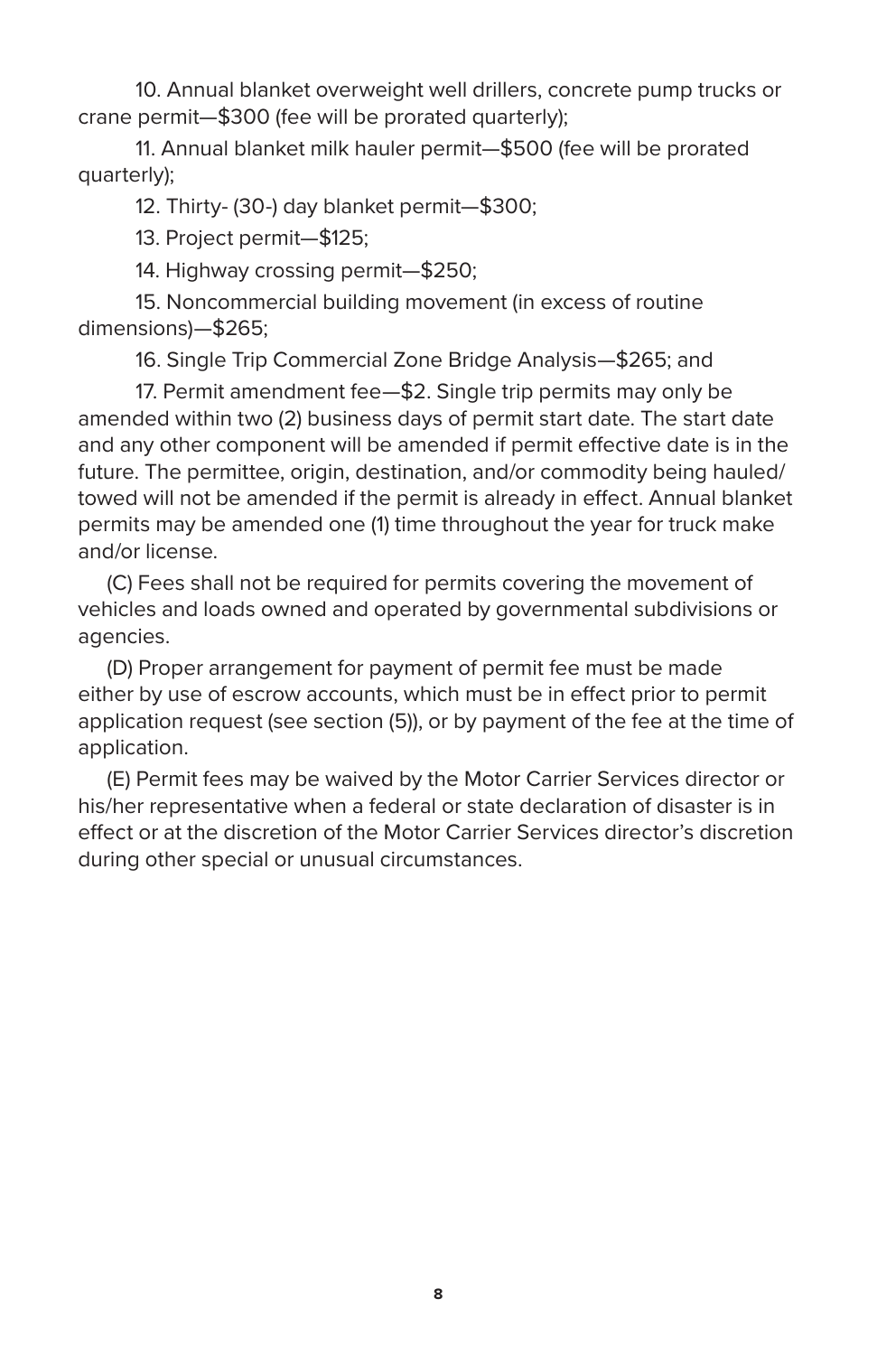10. Annual blanket overweight well drillers, concrete pump trucks or crane permit—$300 (fee will be prorated quarterly);

11. Annual blanket milk hauler permit—$500 (fee will be prorated quarterly);

12. Thirty- (30-) day blanket permit—$300;

13. Project permit—$125;

14. Highway crossing permit—$250;

15. Noncommercial building movement (in excess of routine dimensions)—$265;

16. Single Trip Commercial Zone Bridge Analysis—$265; and

17. Permit amendment fee—$2. Single trip permits may only be amended within two (2) business days of permit start date. The start date and any other component will be amended if permit effective date is in the future. The permittee, origin, destination, and/or commodity being hauled/towed will not be amended if the permit is already in effect. Annual blanket permits may be amended one (1) time throughout the year for truck make and/or license.

(C) Fees shall not be required for permits covering the movement of vehicles and loads owned and operated by governmental subdivisions or agencies.

(D) Proper arrangement for payment of permit fee must be made either by use of escrow accounts, which must be in effect prior to permit application request (see section (5)), or by payment of the fee at the time of application.

(E) Permit fees may be waived by the Motor Carrier Services director or his/her representative when a federal or state declaration of disaster is in effect or at the discretion of the Motor Carrier Services director's discretion during other special or unusual circumstances.